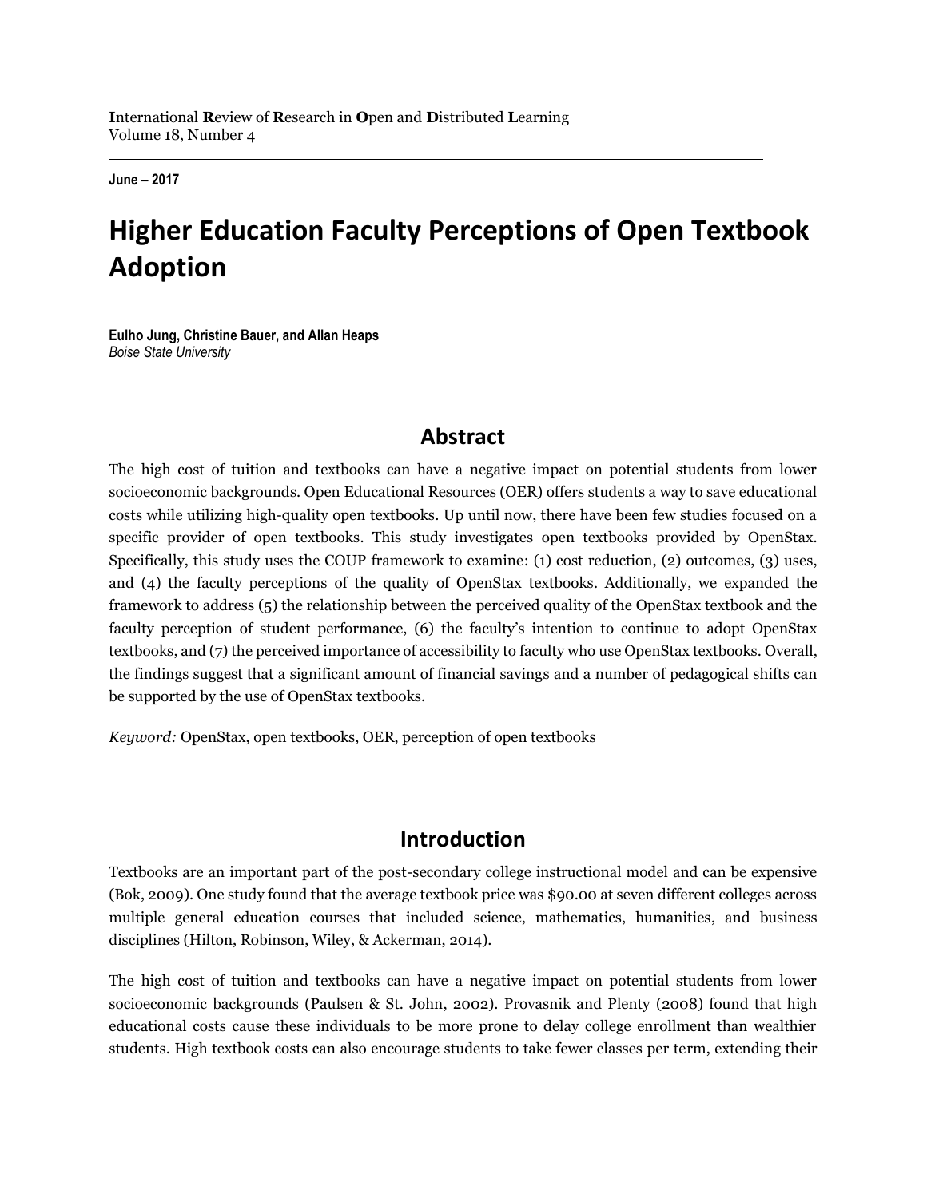International Review of Research in Open and Distributed Learning
Volume 18, Number 4

June – 2017

# Higher Education Faculty Perceptions of Open Textbook Adoption

**Eulho Jung, Christine Bauer, and Allan Heaps**
*Boise State University*

## Abstract

The high cost of tuition and textbooks can have a negative impact on potential students from lower socioeconomic backgrounds. Open Educational Resources (OER) offers students a way to save educational costs while utilizing high-quality open textbooks. Up until now, there have been few studies focused on a specific provider of open textbooks. This study investigates open textbooks provided by OpenStax. Specifically, this study uses the COUP framework to examine: (1) cost reduction, (2) outcomes, (3) uses, and (4) the faculty perceptions of the quality of OpenStax textbooks. Additionally, we expanded the framework to address (5) the relationship between the perceived quality of the OpenStax textbook and the faculty perception of student performance, (6) the faculty's intention to continue to adopt OpenStax textbooks, and (7) the perceived importance of accessibility to faculty who use OpenStax textbooks. Overall, the findings suggest that a significant amount of financial savings and a number of pedagogical shifts can be supported by the use of OpenStax textbooks.

*Keyword:* OpenStax, open textbooks, OER, perception of open textbooks

## Introduction

Textbooks are an important part of the post-secondary college instructional model and can be expensive (Bok, 2009). One study found that the average textbook price was $90.00 at seven different colleges across multiple general education courses that included science, mathematics, humanities, and business disciplines (Hilton, Robinson, Wiley, & Ackerman, 2014).

The high cost of tuition and textbooks can have a negative impact on potential students from lower socioeconomic backgrounds (Paulsen & St. John, 2002). Provasnik and Plenty (2008) found that high educational costs cause these individuals to be more prone to delay college enrollment than wealthier students. High textbook costs can also encourage students to take fewer classes per term, extending their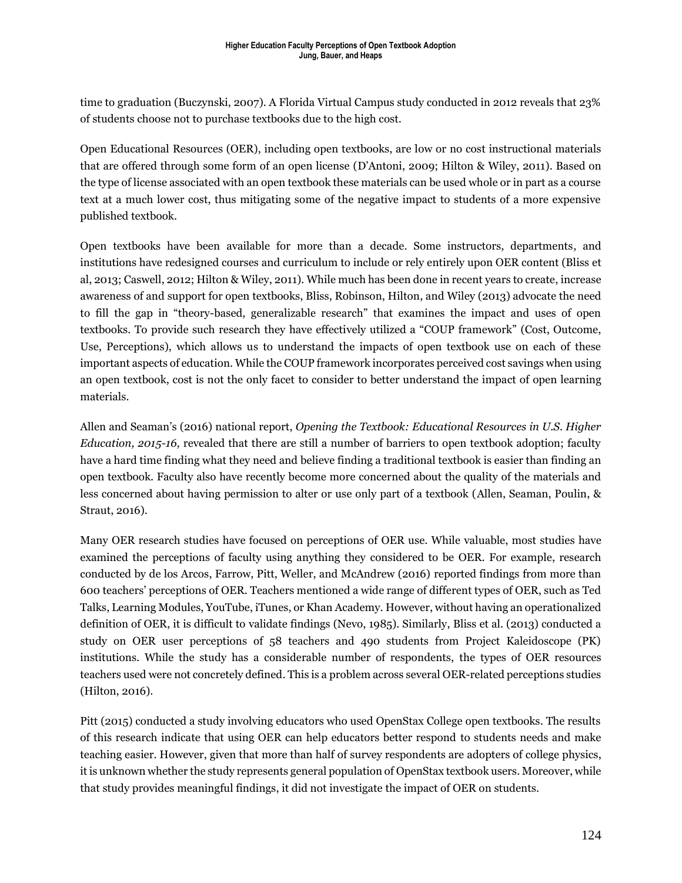time to graduation (Buczynski, 2007). A Florida Virtual Campus study conducted in 2012 reveals that 23% of students choose not to purchase textbooks due to the high cost.

Open Educational Resources (OER), including open textbooks, are low or no cost instructional materials that are offered through some form of an open license (D'Antoni, 2009; Hilton & Wiley, 2011). Based on the type of license associated with an open textbook these materials can be used whole or in part as a course text at a much lower cost, thus mitigating some of the negative impact to students of a more expensive published textbook.

Open textbooks have been available for more than a decade. Some instructors, departments, and institutions have redesigned courses and curriculum to include or rely entirely upon OER content (Bliss et al, 2013; Caswell, 2012; Hilton & Wiley, 2011). While much has been done in recent years to create, increase awareness of and support for open textbooks, Bliss, Robinson, Hilton, and Wiley (2013) advocate the need to fill the gap in "theory-based, generalizable research" that examines the impact and uses of open textbooks. To provide such research they have effectively utilized a "COUP framework" (Cost, Outcome, Use, Perceptions), which allows us to understand the impacts of open textbook use on each of these important aspects of education. While the COUP framework incorporates perceived cost savings when using an open textbook, cost is not the only facet to consider to better understand the impact of open learning materials.

Allen and Seaman's (2016) national report, *Opening the Textbook: Educational Resources in U.S. Higher Education, 2015-16,* revealed that there are still a number of barriers to open textbook adoption; faculty have a hard time finding what they need and believe finding a traditional textbook is easier than finding an open textbook. Faculty also have recently become more concerned about the quality of the materials and less concerned about having permission to alter or use only part of a textbook (Allen, Seaman, Poulin, & Straut, 2016).

Many OER research studies have focused on perceptions of OER use. While valuable, most studies have examined the perceptions of faculty using anything they considered to be OER. For example, research conducted by de los Arcos, Farrow, Pitt, Weller, and McAndrew (2016) reported findings from more than 600 teachers' perceptions of OER. Teachers mentioned a wide range of different types of OER, such as Ted Talks, Learning Modules, YouTube, iTunes, or Khan Academy. However, without having an operationalized definition of OER, it is difficult to validate findings (Nevo, 1985). Similarly, Bliss et al. (2013) conducted a study on OER user perceptions of 58 teachers and 490 students from Project Kaleidoscope (PK) institutions. While the study has a considerable number of respondents, the types of OER resources teachers used were not concretely defined. This is a problem across several OER-related perceptions studies (Hilton, 2016).

Pitt (2015) conducted a study involving educators who used OpenStax College open textbooks. The results of this research indicate that using OER can help educators better respond to students needs and make teaching easier. However, given that more than half of survey respondents are adopters of college physics, it is unknown whether the study represents general population of OpenStax textbook users. Moreover, while that study provides meaningful findings, it did not investigate the impact of OER on students.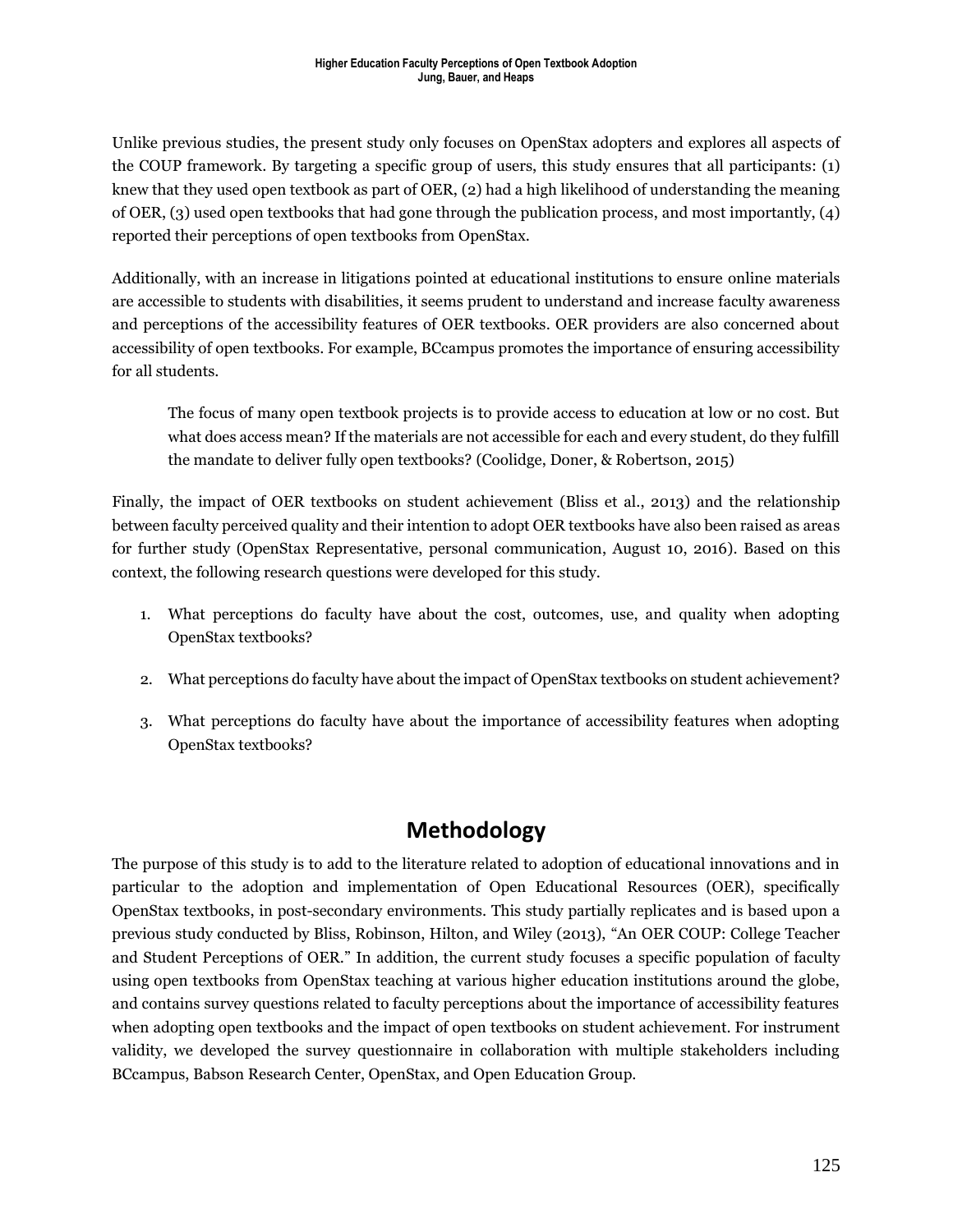Unlike previous studies, the present study only focuses on OpenStax adopters and explores all aspects of the COUP framework. By targeting a specific group of users, this study ensures that all participants: (1) knew that they used open textbook as part of OER, (2) had a high likelihood of understanding the meaning of OER, (3) used open textbooks that had gone through the publication process, and most importantly, (4) reported their perceptions of open textbooks from OpenStax.

Additionally, with an increase in litigations pointed at educational institutions to ensure online materials are accessible to students with disabilities, it seems prudent to understand and increase faculty awareness and perceptions of the accessibility features of OER textbooks. OER providers are also concerned about accessibility of open textbooks. For example, BCcampus promotes the importance of ensuring accessibility for all students.

> The focus of many open textbook projects is to provide access to education at low or no cost. But what does access mean? If the materials are not accessible for each and every student, do they fulfill the mandate to deliver fully open textbooks? (Coolidge, Doner, & Robertson, 2015)

Finally, the impact of OER textbooks on student achievement (Bliss et al., 2013) and the relationship between faculty perceived quality and their intention to adopt OER textbooks have also been raised as areas for further study (OpenStax Representative, personal communication, August 10, 2016). Based on this context, the following research questions were developed for this study.

1. What perceptions do faculty have about the cost, outcomes, use, and quality when adopting OpenStax textbooks?
2. What perceptions do faculty have about the impact of OpenStax textbooks on student achievement?
3. What perceptions do faculty have about the importance of accessibility features when adopting OpenStax textbooks?

## Methodology

The purpose of this study is to add to the literature related to adoption of educational innovations and in particular to the adoption and implementation of Open Educational Resources (OER), specifically OpenStax textbooks, in post-secondary environments. This study partially replicates and is based upon a previous study conducted by Bliss, Robinson, Hilton, and Wiley (2013), "An OER COUP: College Teacher and Student Perceptions of OER." In addition, the current study focuses a specific population of faculty using open textbooks from OpenStax teaching at various higher education institutions around the globe, and contains survey questions related to faculty perceptions about the importance of accessibility features when adopting open textbooks and the impact of open textbooks on student achievement. For instrument validity, we developed the survey questionnaire in collaboration with multiple stakeholders including BCcampus, Babson Research Center, OpenStax, and Open Education Group.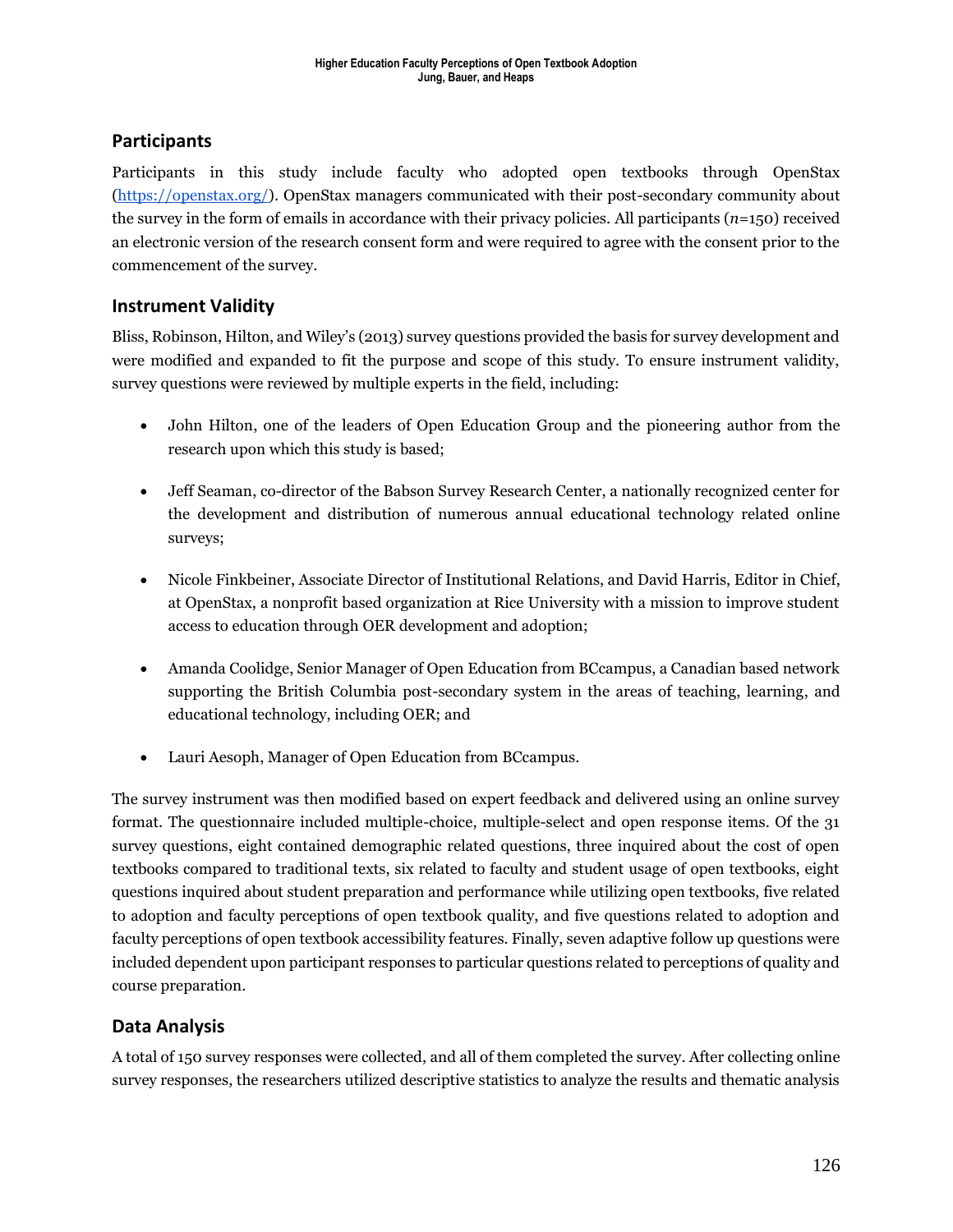## Participants

Participants in this study include faculty who adopted open textbooks through OpenStax (https://openstax.org/). OpenStax managers communicated with their post-secondary community about the survey in the form of emails in accordance with their privacy policies. All participants (*n*=150) received an electronic version of the research consent form and were required to agree with the consent prior to the commencement of the survey.

## Instrument Validity

Bliss, Robinson, Hilton, and Wiley's (2013) survey questions provided the basis for survey development and were modified and expanded to fit the purpose and scope of this study. To ensure instrument validity, survey questions were reviewed by multiple experts in the field, including:

- John Hilton, one of the leaders of Open Education Group and the pioneering author from the research upon which this study is based;
- Jeff Seaman, co-director of the Babson Survey Research Center, a nationally recognized center for the development and distribution of numerous annual educational technology related online surveys;
- Nicole Finkbeiner, Associate Director of Institutional Relations, and David Harris, Editor in Chief, at OpenStax, a nonprofit based organization at Rice University with a mission to improve student access to education through OER development and adoption;
- Amanda Coolidge, Senior Manager of Open Education from BCcampus, a Canadian based network supporting the British Columbia post-secondary system in the areas of teaching, learning, and educational technology, including OER; and
- Lauri Aesoph, Manager of Open Education from BCcampus.

The survey instrument was then modified based on expert feedback and delivered using an online survey format. The questionnaire included multiple-choice, multiple-select and open response items. Of the 31 survey questions, eight contained demographic related questions, three inquired about the cost of open textbooks compared to traditional texts, six related to faculty and student usage of open textbooks, eight questions inquired about student preparation and performance while utilizing open textbooks, five related to adoption and faculty perceptions of open textbook quality, and five questions related to adoption and faculty perceptions of open textbook accessibility features. Finally, seven adaptive follow up questions were included dependent upon participant responses to particular questions related to perceptions of quality and course preparation.

## Data Analysis

A total of 150 survey responses were collected, and all of them completed the survey. After collecting online survey responses, the researchers utilized descriptive statistics to analyze the results and thematic analysis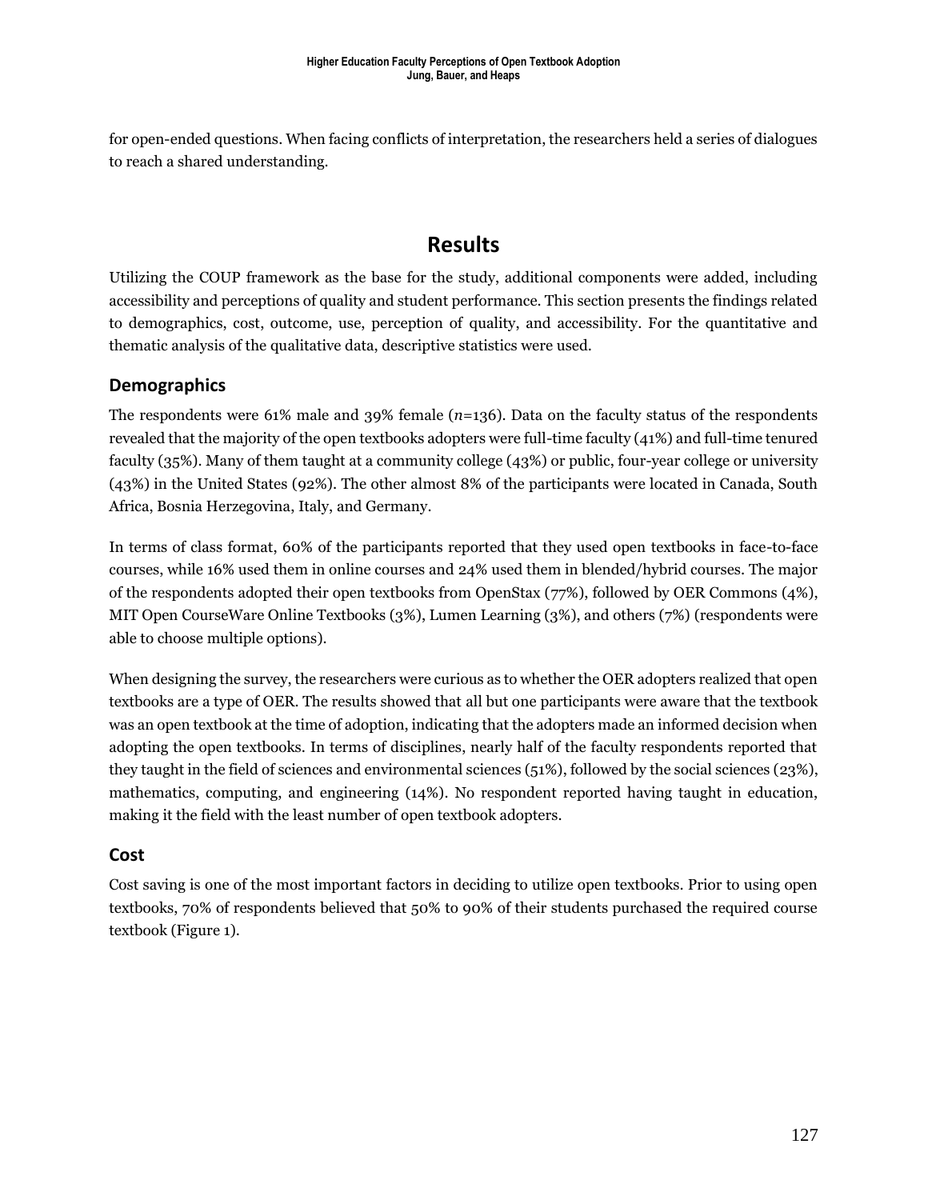for open-ended questions. When facing conflicts of interpretation, the researchers held a series of dialogues to reach a shared understanding.

# Results

Utilizing the COUP framework as the base for the study, additional components were added, including accessibility and perceptions of quality and student performance. This section presents the findings related to demographics, cost, outcome, use, perception of quality, and accessibility. For the quantitative and thematic analysis of the qualitative data, descriptive statistics were used.

## Demographics

The respondents were 61% male and 39% female ($n$=136). Data on the faculty status of the respondents revealed that the majority of the open textbooks adopters were full-time faculty (41%) and full-time tenured faculty (35%). Many of them taught at a community college (43%) or public, four-year college or university (43%) in the United States (92%). The other almost 8% of the participants were located in Canada, South Africa, Bosnia Herzegovina, Italy, and Germany.

In terms of class format, 60% of the participants reported that they used open textbooks in face-to-face courses, while 16% used them in online courses and 24% used them in blended/hybrid courses. The major of the respondents adopted their open textbooks from OpenStax (77%), followed by OER Commons (4%), MIT Open CourseWare Online Textbooks (3%), Lumen Learning (3%), and others (7%) (respondents were able to choose multiple options).

When designing the survey, the researchers were curious as to whether the OER adopters realized that open textbooks are a type of OER. The results showed that all but one participants were aware that the textbook was an open textbook at the time of adoption, indicating that the adopters made an informed decision when adopting the open textbooks. In terms of disciplines, nearly half of the faculty respondents reported that they taught in the field of sciences and environmental sciences (51%), followed by the social sciences (23%), mathematics, computing, and engineering (14%). No respondent reported having taught in education, making it the field with the least number of open textbook adopters.

## Cost

Cost saving is one of the most important factors in deciding to utilize open textbooks. Prior to using open textbooks, 70% of respondents believed that 50% to 90% of their students purchased the required course textbook (Figure 1).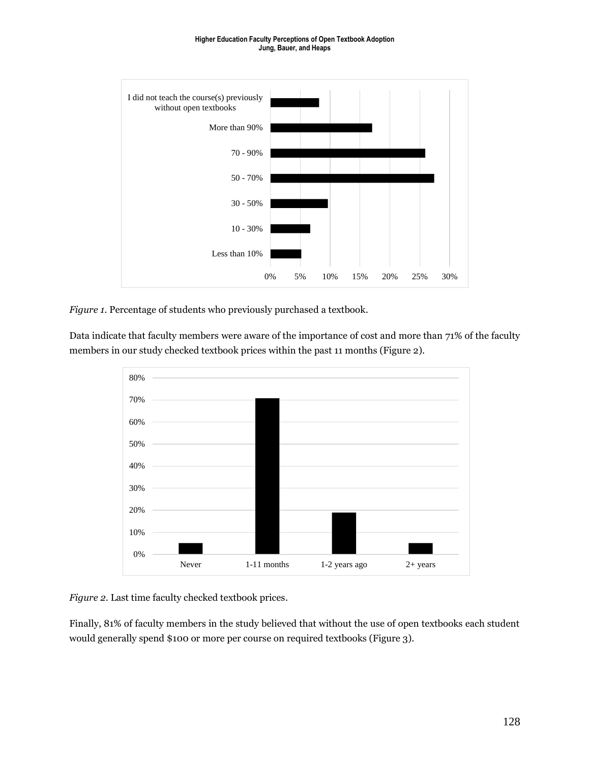*Figure 1.* Percentage of students who previously purchased a textbook.

Data indicate that faculty members were aware of the importance of cost and more than 71% of the faculty members in our study checked textbook prices within the past 11 months (Figure 2).

*Figure 2.* Last time faculty checked textbook prices.

Finally, 81% of faculty members in the study believed that without the use of open textbooks each student would generally spend $100 or more per course on required textbooks (Figure 3).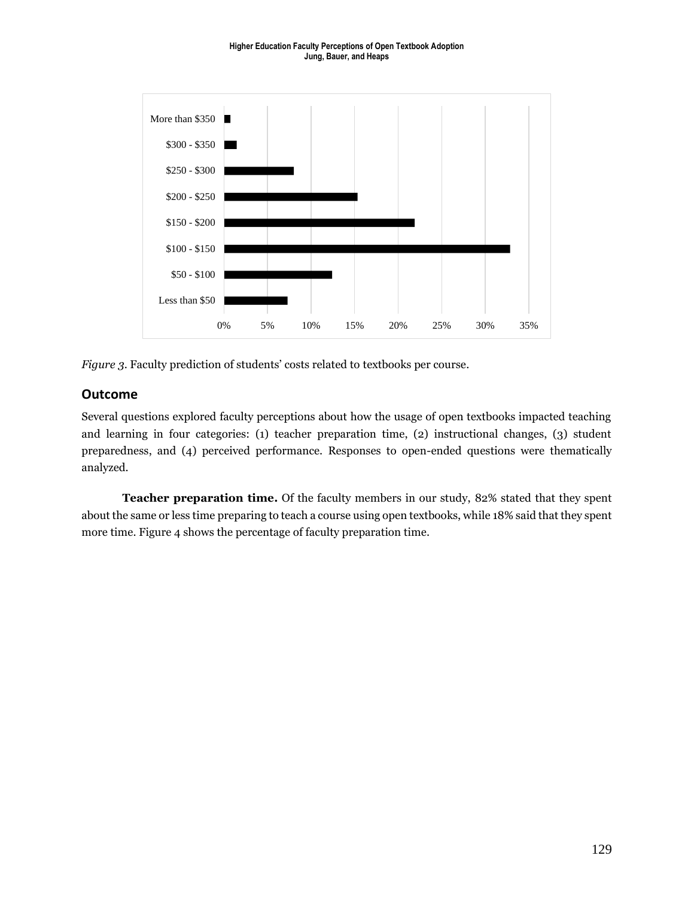*Figure 3*. Faculty prediction of students' costs related to textbooks per course.

## Outcome

Several questions explored faculty perceptions about how the usage of open textbooks impacted teaching and learning in four categories: (1) teacher preparation time, (2) instructional changes, (3) student preparedness, and (4) perceived performance. Responses to open-ended questions were thematically analyzed.

**Teacher preparation time.** Of the faculty members in our study, 82% stated that they spent about the same or less time preparing to teach a course using open textbooks, while 18% said that they spent more time. Figure 4 shows the percentage of faculty preparation time.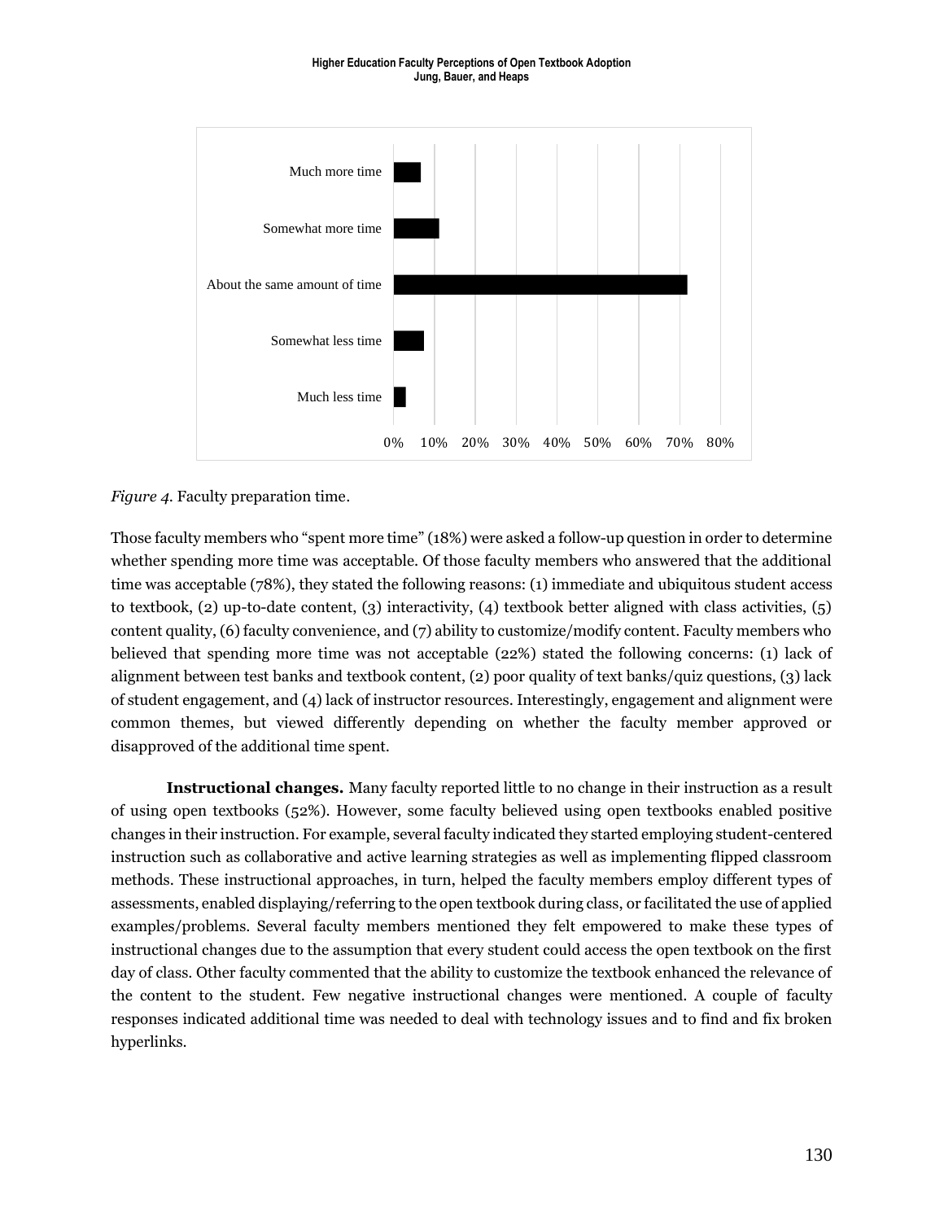*Figure 4.* Faculty preparation time.

Those faculty members who "spent more time" (18%) were asked a follow-up question in order to determine whether spending more time was acceptable. Of those faculty members who answered that the additional time was acceptable (78%), they stated the following reasons: (1) immediate and ubiquitous student access to textbook, (2) up-to-date content, (3) interactivity, (4) textbook better aligned with class activities, (5) content quality, (6) faculty convenience, and (7) ability to customize/modify content. Faculty members who believed that spending more time was not acceptable (22%) stated the following concerns: (1) lack of alignment between test banks and textbook content, (2) poor quality of text banks/quiz questions, (3) lack of student engagement, and (4) lack of instructor resources. Interestingly, engagement and alignment were common themes, but viewed differently depending on whether the faculty member approved or disapproved of the additional time spent.

**Instructional changes.** Many faculty reported little to no change in their instruction as a result of using open textbooks (52%). However, some faculty believed using open textbooks enabled positive changes in their instruction. For example, several faculty indicated they started employing student-centered instruction such as collaborative and active learning strategies as well as implementing flipped classroom methods. These instructional approaches, in turn, helped the faculty members employ different types of assessments, enabled displaying/referring to the open textbook during class, or facilitated the use of applied examples/problems. Several faculty members mentioned they felt empowered to make these types of instructional changes due to the assumption that every student could access the open textbook on the first day of class. Other faculty commented that the ability to customize the textbook enhanced the relevance of the content to the student. Few negative instructional changes were mentioned. A couple of faculty responses indicated additional time was needed to deal with technology issues and to find and fix broken hyperlinks.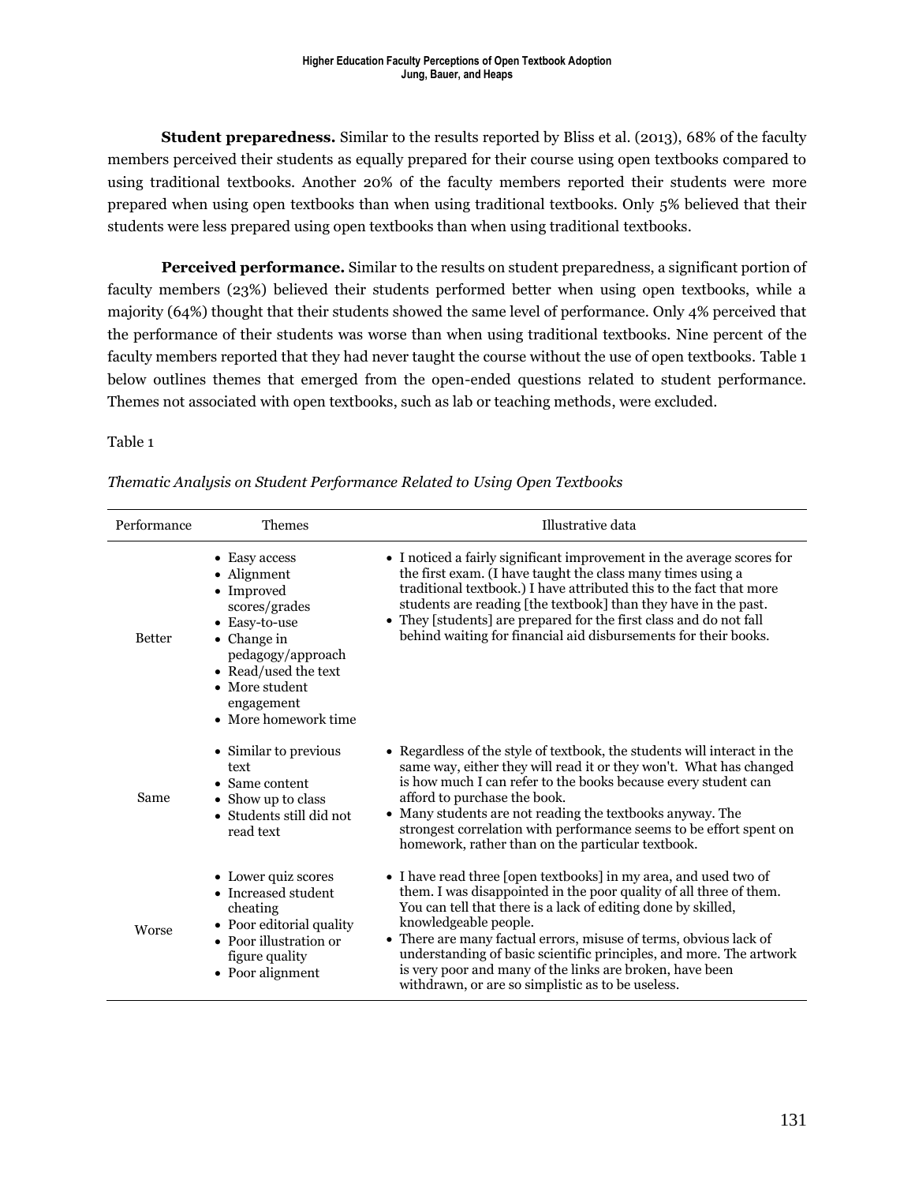**Student preparedness.** Similar to the results reported by Bliss et al. (2013), 68% of the faculty members perceived their students as equally prepared for their course using open textbooks compared to using traditional textbooks. Another 20% of the faculty members reported their students were more prepared when using open textbooks than when using traditional textbooks. Only 5% believed that their students were less prepared using open textbooks than when using traditional textbooks.

**Perceived performance.** Similar to the results on student preparedness, a significant portion of faculty members (23%) believed their students performed better when using open textbooks, while a majority (64%) thought that their students showed the same level of performance. Only 4% perceived that the performance of their students was worse than when using traditional textbooks. Nine percent of the faculty members reported that they had never taught the course without the use of open textbooks. Table 1 below outlines themes that emerged from the open-ended questions related to student performance. Themes not associated with open textbooks, such as lab or teaching methods, were excluded.

Table 1

*Thematic Analysis on Student Performance Related to Using Open Textbooks*

| Performance | Themes | Illustrative data |
|---|---|---|
| Better | • Easy access<br>• Alignment<br>• Improved scores/grades<br>• Easy-to-use<br>• Change in pedagogy/approach<br>• Read/used the text<br>• More student engagement<br>• More homework time | • I noticed a fairly significant improvement in the average scores for the first exam. (I have taught the class many times using a traditional textbook.) I have attributed this to the fact that more students are reading [the textbook] than they have in the past.<br>• They [students] are prepared for the first class and do not fall behind waiting for financial aid disbursements for their books. |
| Same | • Similar to previous text<br>• Same content<br>• Show up to class<br>• Students still did not read text | • Regardless of the style of textbook, the students will interact in the same way, either they will read it or they won't. What has changed is how much I can refer to the books because every student can afford to purchase the book.<br>• Many students are not reading the textbooks anyway. The strongest correlation with performance seems to be effort spent on homework, rather than on the particular textbook. |
| Worse | • Lower quiz scores<br>• Increased student cheating<br>• Poor editorial quality<br>• Poor illustration or figure quality<br>• Poor alignment | • I have read three [open textbooks] in my area, and used two of them. I was disappointed in the poor quality of all three of them. You can tell that there is a lack of editing done by skilled, knowledgeable people.<br>• There are many factual errors, misuse of terms, obvious lack of understanding of basic scientific principles, and more. The artwork is very poor and many of the links are broken, have been withdrawn, or are so simplistic as to be useless. |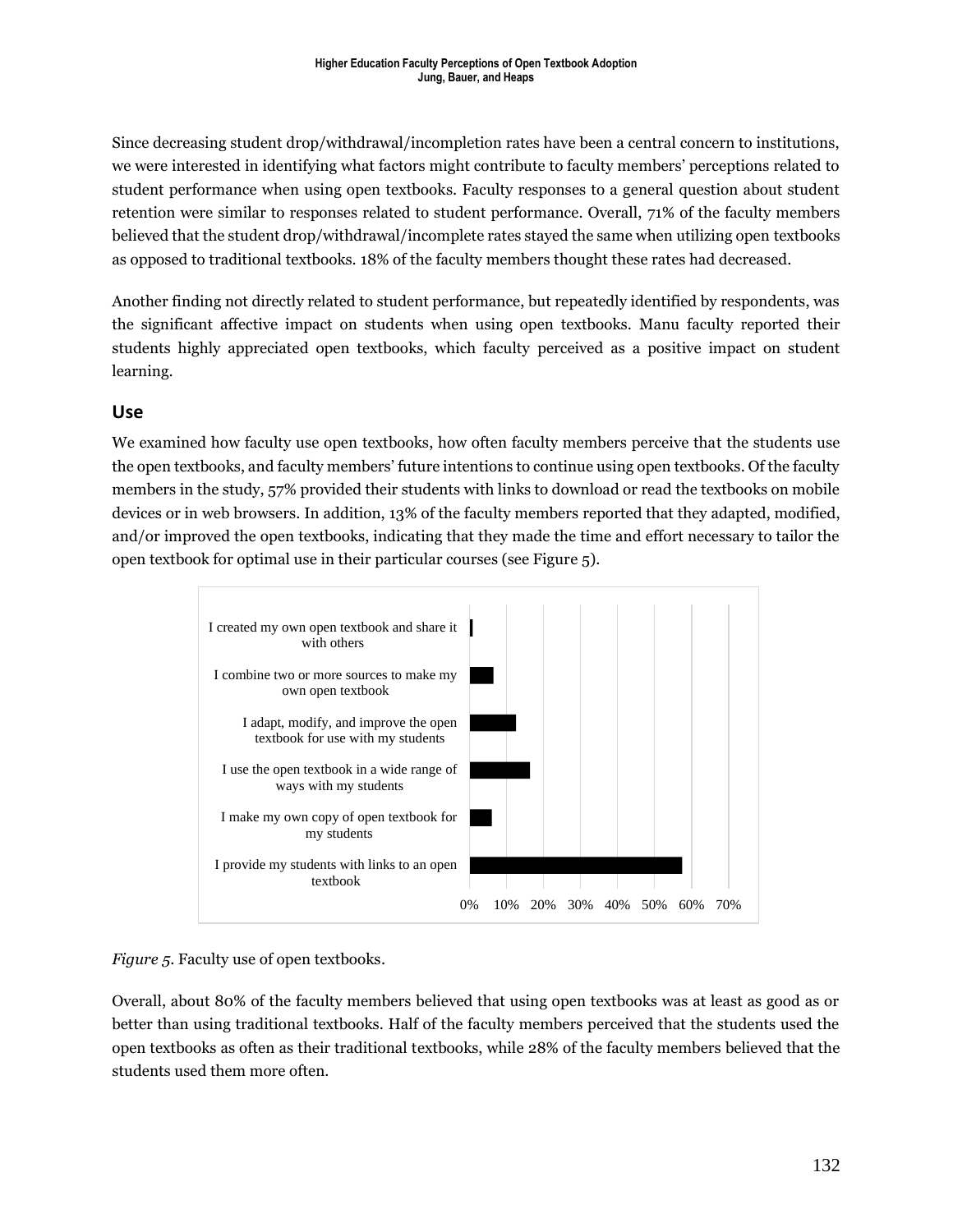Since decreasing student drop/withdrawal/incompletion rates have been a central concern to institutions, we were interested in identifying what factors might contribute to faculty members' perceptions related to student performance when using open textbooks. Faculty responses to a general question about student retention were similar to responses related to student performance. Overall, 71% of the faculty members believed that the student drop/withdrawal/incomplete rates stayed the same when utilizing open textbooks as opposed to traditional textbooks. 18% of the faculty members thought these rates had decreased.

Another finding not directly related to student performance, but repeatedly identified by respondents, was the significant affective impact on students when using open textbooks. Manu faculty reported their students highly appreciated open textbooks, which faculty perceived as a positive impact on student learning.

## Use

We examined how faculty use open textbooks, how often faculty members perceive that the students use the open textbooks, and faculty members' future intentions to continue using open textbooks. Of the faculty members in the study, 57% provided their students with links to download or read the textbooks on mobile devices or in web browsers. In addition, 13% of the faculty members reported that they adapted, modified, and/or improved the open textbooks, indicating that they made the time and effort necessary to tailor the open textbook for optimal use in their particular courses (see Figure 5).

*Figure 5.* Faculty use of open textbooks.

Overall, about 80% of the faculty members believed that using open textbooks was at least as good as or better than using traditional textbooks. Half of the faculty members perceived that the students used the open textbooks as often as their traditional textbooks, while 28% of the faculty members believed that the students used them more often.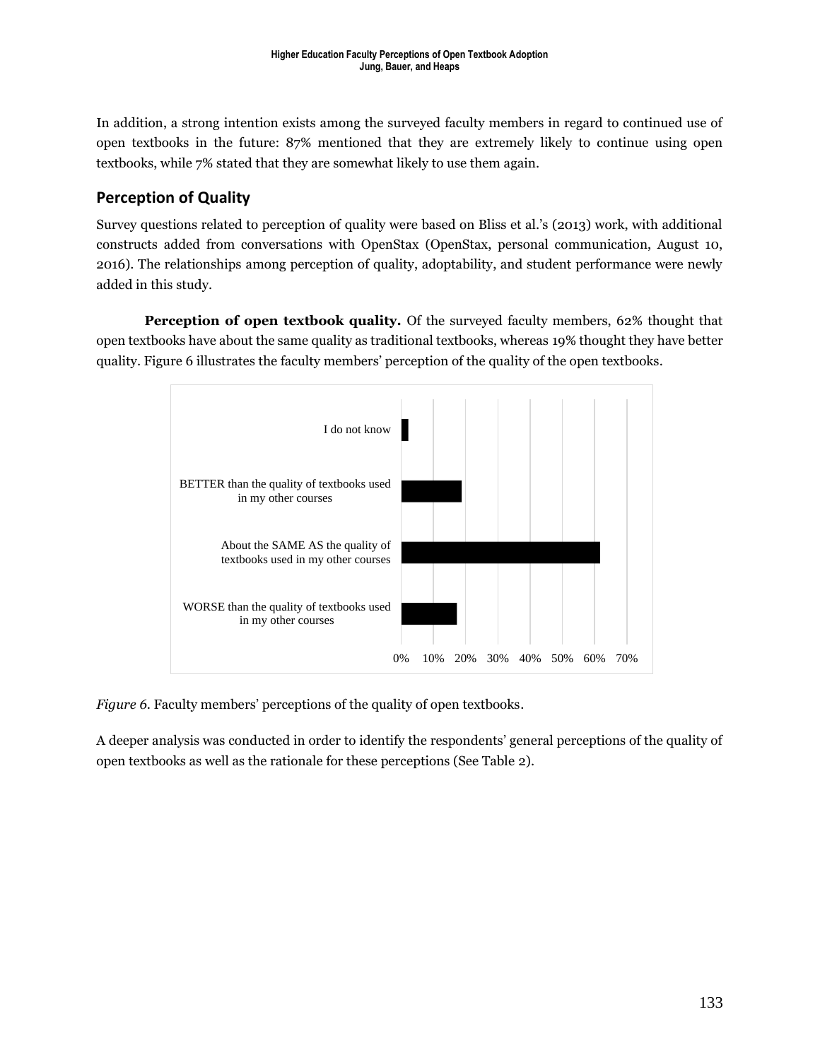In addition, a strong intention exists among the surveyed faculty members in regard to continued use of open textbooks in the future: 87% mentioned that they are extremely likely to continue using open textbooks, while 7% stated that they are somewhat likely to use them again.

## Perception of Quality

Survey questions related to perception of quality were based on Bliss et al.'s (2013) work, with additional constructs added from conversations with OpenStax (OpenStax, personal communication, August 10, 2016). The relationships among perception of quality, adoptability, and student performance were newly added in this study.

**Perception of open textbook quality.** Of the surveyed faculty members, 62% thought that open textbooks have about the same quality as traditional textbooks, whereas 19% thought they have better quality. Figure 6 illustrates the faculty members' perception of the quality of the open textbooks.

*Figure 6.* Faculty members' perceptions of the quality of open textbooks.

A deeper analysis was conducted in order to identify the respondents' general perceptions of the quality of open textbooks as well as the rationale for these perceptions (See Table 2).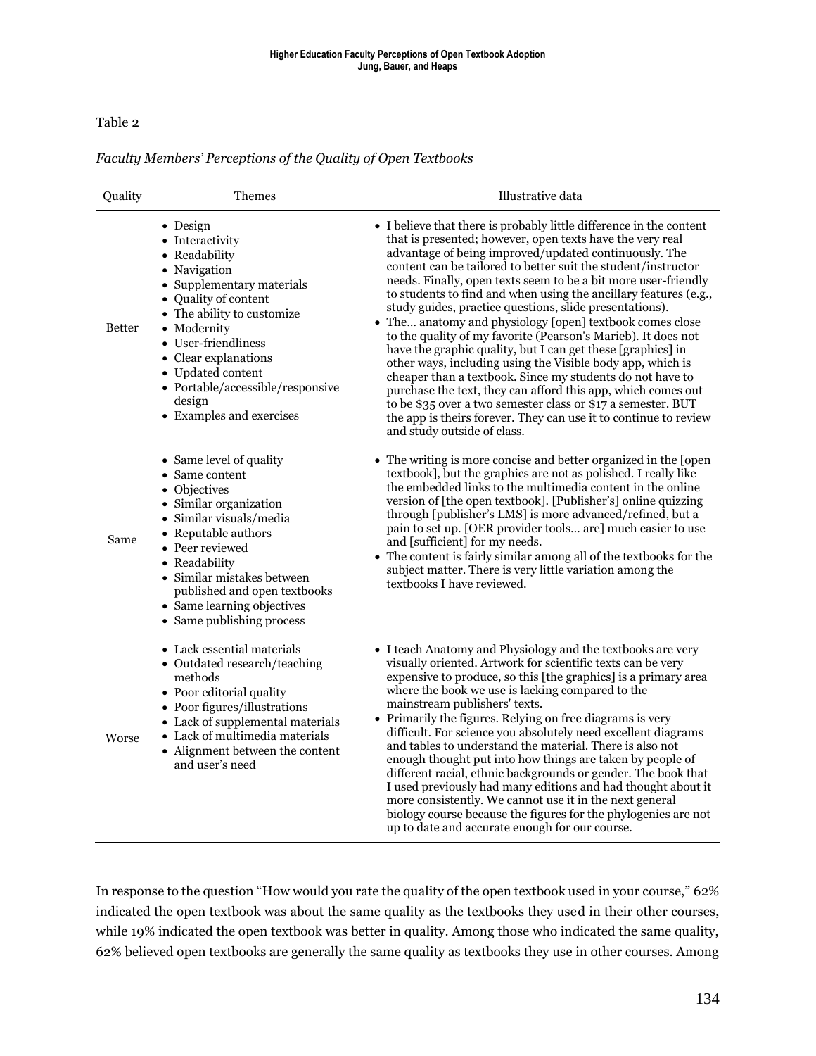Table 2

*Faculty Members' Perceptions of the Quality of Open Textbooks*

| Quality | Themes | Illustrative data |
|---|---|---|
| Better | • Design<br>• Interactivity<br>• Readability<br>• Navigation<br>• Supplementary materials<br>• Quality of content<br>• The ability to customize<br>• Modernity<br>• User-friendliness<br>• Clear explanations<br>• Updated content<br>• Portable/accessible/responsive design<br>• Examples and exercises | • I believe that there is probably little difference in the content that is presented; however, open texts have the very real advantage of being improved/updated continuously. The content can be tailored to better suit the student/instructor needs. Finally, open texts seem to be a bit more user-friendly to students to find and when using the ancillary features (e.g., study guides, practice questions, slide presentations).<br>• The… anatomy and physiology [open] textbook comes close to the quality of my favorite (Pearson's Marieb). It does not have the graphic quality, but I can get these [graphics] in other ways, including using the Visible body app, which is cheaper than a textbook. Since my students do not have to purchase the text, they can afford this app, which comes out to be $35 over a two semester class or $17 a semester. BUT the app is theirs forever. They can use it to continue to review and study outside of class. |
| Same | • Same level of quality<br>• Same content<br>• Objectives<br>• Similar organization<br>• Similar visuals/media<br>• Reputable authors<br>• Peer reviewed<br>• Readability<br>• Similar mistakes between published and open textbooks<br>• Same learning objectives<br>• Same publishing process | • The writing is more concise and better organized in the [open textbook], but the graphics are not as polished. I really like the embedded links to the multimedia content in the online version of [the open textbook]. [Publisher's] online quizzing through [publisher's LMS] is more advanced/refined, but a pain to set up. [OER provider tools… are] much easier to use and [sufficient] for my needs.<br>• The content is fairly similar among all of the textbooks for the subject matter. There is very little variation among the textbooks I have reviewed. |
| Worse | • Lack essential materials<br>• Outdated research/teaching methods<br>• Poor editorial quality<br>• Poor figures/illustrations<br>• Lack of supplemental materials<br>• Lack of multimedia materials<br>• Alignment between the content and user's need | • I teach Anatomy and Physiology and the textbooks are very visually oriented. Artwork for scientific texts can be very expensive to produce, so this [the graphics] is a primary area where the book we use is lacking compared to the mainstream publishers' texts.<br>• Primarily the figures. Relying on free diagrams is very difficult. For science you absolutely need excellent diagrams and tables to understand the material. There is also not enough thought put into how things are taken by people of different racial, ethnic backgrounds or gender. The book that I used previously had many editions and had thought about it more consistently. We cannot use it in the next general biology course because the figures for the phylogenies are not up to date and accurate enough for our course. |

In response to the question "How would you rate the quality of the open textbook used in your course," 62% indicated the open textbook was about the same quality as the textbooks they used in their other courses, while 19% indicated the open textbook was better in quality. Among those who indicated the same quality, 62% believed open textbooks are generally the same quality as textbooks they use in other courses. Among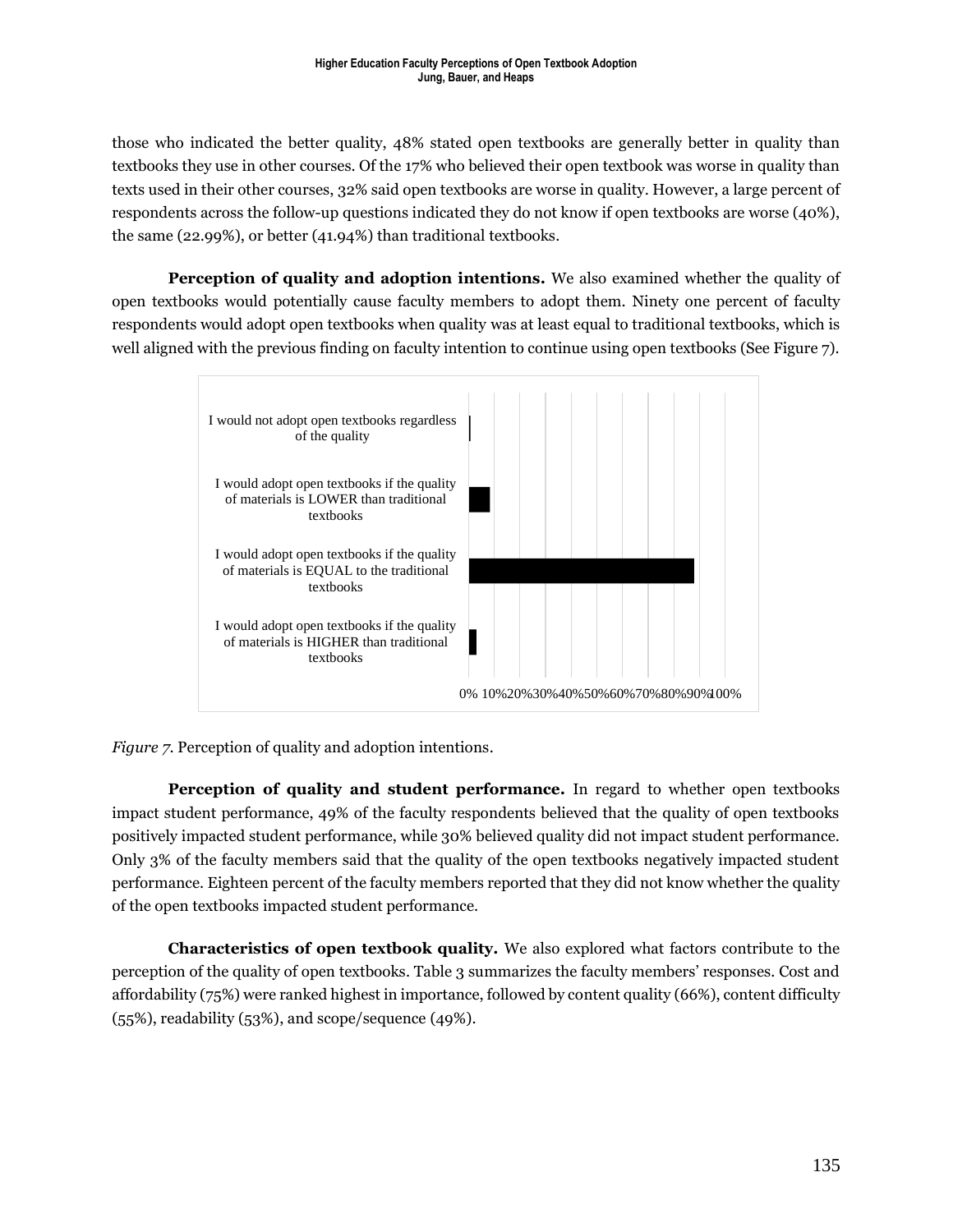those who indicated the better quality, 48% stated open textbooks are generally better in quality than textbooks they use in other courses. Of the 17% who believed their open textbook was worse in quality than texts used in their other courses, 32% said open textbooks are worse in quality. However, a large percent of respondents across the follow-up questions indicated they do not know if open textbooks are worse (40%), the same (22.99%), or better (41.94%) than traditional textbooks.

**Perception of quality and adoption intentions.** We also examined whether the quality of open textbooks would potentially cause faculty members to adopt them. Ninety one percent of faculty respondents would adopt open textbooks when quality was at least equal to traditional textbooks, which is well aligned with the previous finding on faculty intention to continue using open textbooks (See Figure 7).

*Figure 7.* Perception of quality and adoption intentions.

**Perception of quality and student performance.** In regard to whether open textbooks impact student performance, 49% of the faculty respondents believed that the quality of open textbooks positively impacted student performance, while 30% believed quality did not impact student performance. Only 3% of the faculty members said that the quality of the open textbooks negatively impacted student performance. Eighteen percent of the faculty members reported that they did not know whether the quality of the open textbooks impacted student performance.

**Characteristics of open textbook quality.** We also explored what factors contribute to the perception of the quality of open textbooks. Table 3 summarizes the faculty members' responses. Cost and affordability (75%) were ranked highest in importance, followed by content quality (66%), content difficulty (55%), readability (53%), and scope/sequence (49%).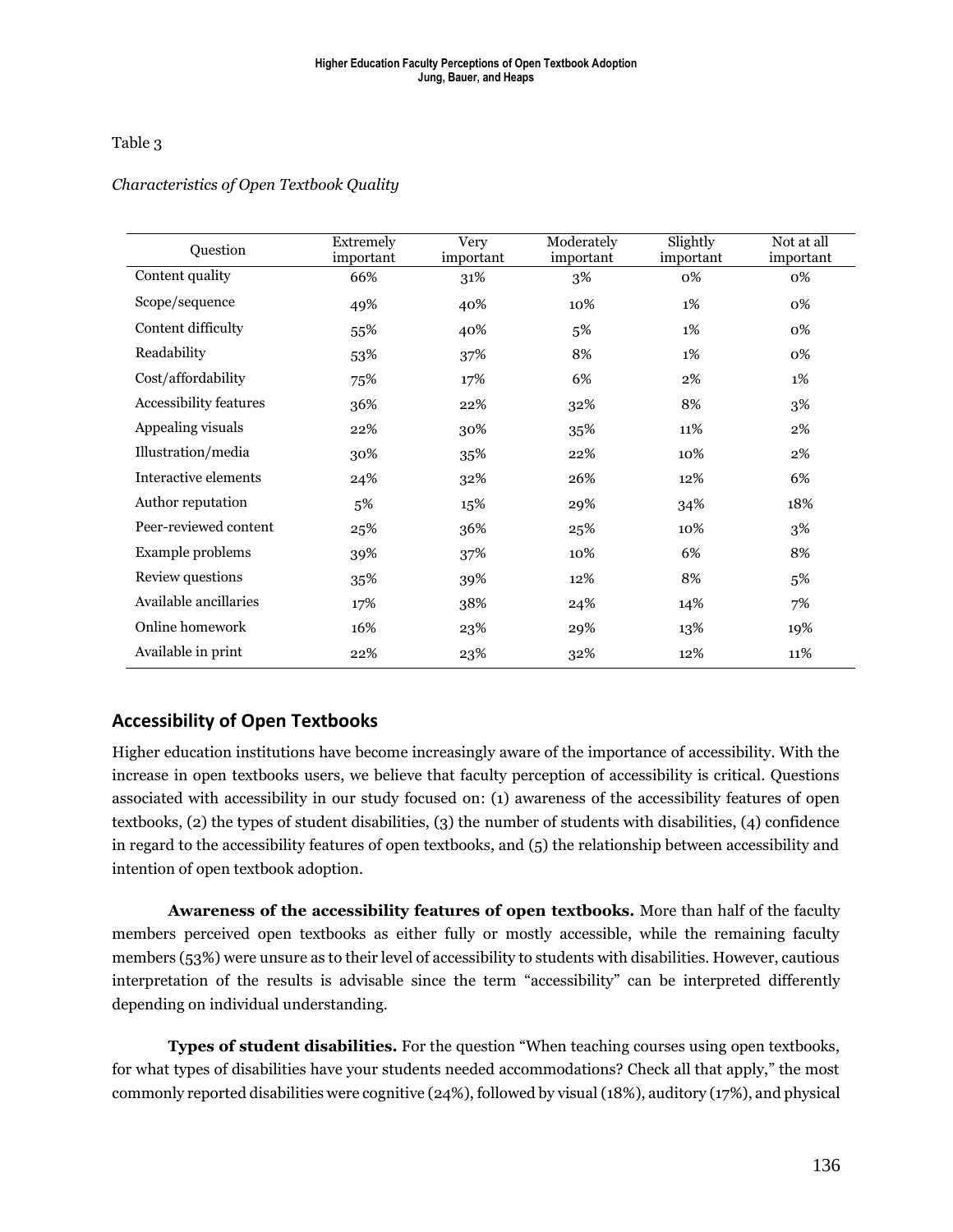Table 3

*Characteristics of Open Textbook Quality*

| Question | Extremely important | Very important | Moderately important | Slightly important | Not at all important |
|---|---|---|---|---|---|
| Content quality | 66% | 31% | 3% | 0% | 0% |
| Scope/sequence | 49% | 40% | 10% | 1% | 0% |
| Content difficulty | 55% | 40% | 5% | 1% | 0% |
| Readability | 53% | 37% | 8% | 1% | 0% |
| Cost/affordability | 75% | 17% | 6% | 2% | 1% |
| Accessibility features | 36% | 22% | 32% | 8% | 3% |
| Appealing visuals | 22% | 30% | 35% | 11% | 2% |
| Illustration/media | 30% | 35% | 22% | 10% | 2% |
| Interactive elements | 24% | 32% | 26% | 12% | 6% |
| Author reputation | 5% | 15% | 29% | 34% | 18% |
| Peer-reviewed content | 25% | 36% | 25% | 10% | 3% |
| Example problems | 39% | 37% | 10% | 6% | 8% |
| Review questions | 35% | 39% | 12% | 8% | 5% |
| Available ancillaries | 17% | 38% | 24% | 14% | 7% |
| Online homework | 16% | 23% | 29% | 13% | 19% |
| Available in print | 22% | 23% | 32% | 12% | 11% |

## Accessibility of Open Textbooks

Higher education institutions have become increasingly aware of the importance of accessibility. With the increase in open textbooks users, we believe that faculty perception of accessibility is critical. Questions associated with accessibility in our study focused on: (1) awareness of the accessibility features of open textbooks, (2) the types of student disabilities, (3) the number of students with disabilities, (4) confidence in regard to the accessibility features of open textbooks, and (5) the relationship between accessibility and intention of open textbook adoption.

**Awareness of the accessibility features of open textbooks.** More than half of the faculty members perceived open textbooks as either fully or mostly accessible, while the remaining faculty members (53%) were unsure as to their level of accessibility to students with disabilities. However, cautious interpretation of the results is advisable since the term "accessibility" can be interpreted differently depending on individual understanding.

**Types of student disabilities.** For the question "When teaching courses using open textbooks, for what types of disabilities have your students needed accommodations? Check all that apply," the most commonly reported disabilities were cognitive (24%), followed by visual (18%), auditory (17%), and physical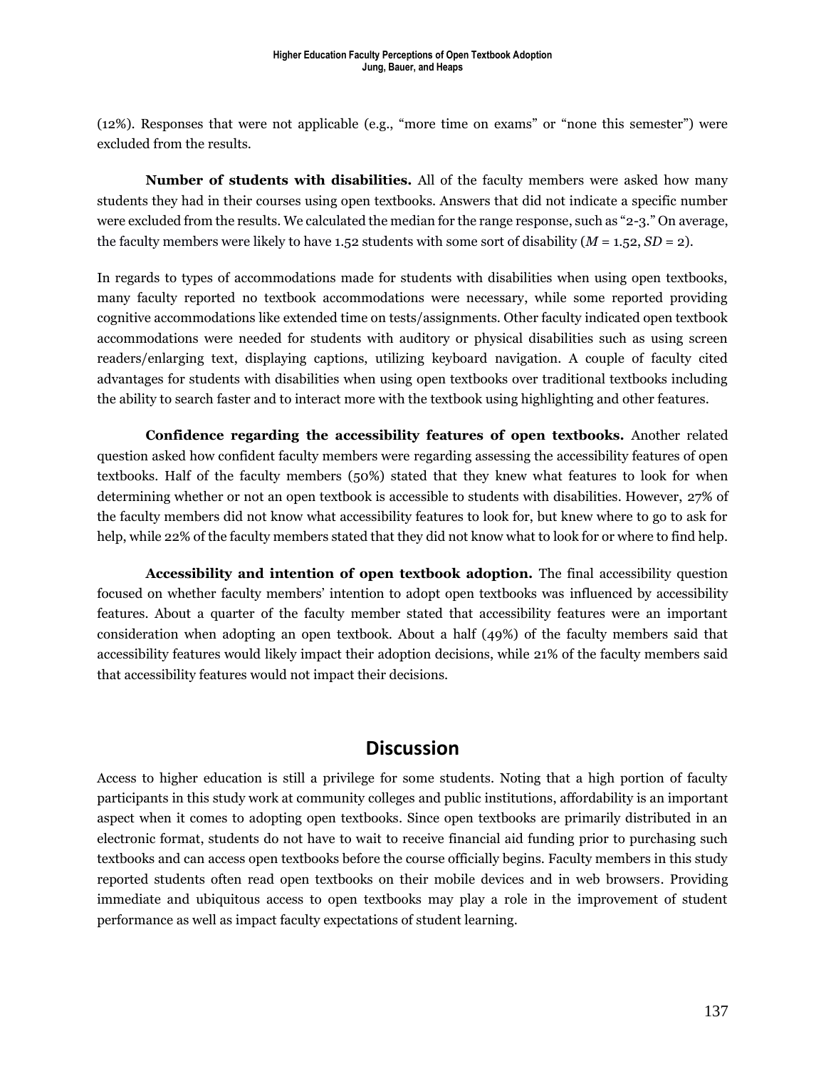(12%). Responses that were not applicable (e.g., "more time on exams" or "none this semester") were excluded from the results.

**Number of students with disabilities.** All of the faculty members were asked how many students they had in their courses using open textbooks. Answers that did not indicate a specific number were excluded from the results. We calculated the median for the range response, such as "2-3." On average, the faculty members were likely to have 1.52 students with some sort of disability ($M$ = 1.52, $SD$ = 2).

In regards to types of accommodations made for students with disabilities when using open textbooks, many faculty reported no textbook accommodations were necessary, while some reported providing cognitive accommodations like extended time on tests/assignments. Other faculty indicated open textbook accommodations were needed for students with auditory or physical disabilities such as using screen readers/enlarging text, displaying captions, utilizing keyboard navigation. A couple of faculty cited advantages for students with disabilities when using open textbooks over traditional textbooks including the ability to search faster and to interact more with the textbook using highlighting and other features.

**Confidence regarding the accessibility features of open textbooks.** Another related question asked how confident faculty members were regarding assessing the accessibility features of open textbooks. Half of the faculty members (50%) stated that they knew what features to look for when determining whether or not an open textbook is accessible to students with disabilities. However, 27% of the faculty members did not know what accessibility features to look for, but knew where to go to ask for help, while 22% of the faculty members stated that they did not know what to look for or where to find help.

**Accessibility and intention of open textbook adoption.** The final accessibility question focused on whether faculty members' intention to adopt open textbooks was influenced by accessibility features. About a quarter of the faculty member stated that accessibility features were an important consideration when adopting an open textbook. About a half (49%) of the faculty members said that accessibility features would likely impact their adoption decisions, while 21% of the faculty members said that accessibility features would not impact their decisions.

## Discussion

Access to higher education is still a privilege for some students. Noting that a high portion of faculty participants in this study work at community colleges and public institutions, affordability is an important aspect when it comes to adopting open textbooks. Since open textbooks are primarily distributed in an electronic format, students do not have to wait to receive financial aid funding prior to purchasing such textbooks and can access open textbooks before the course officially begins. Faculty members in this study reported students often read open textbooks on their mobile devices and in web browsers. Providing immediate and ubiquitous access to open textbooks may play a role in the improvement of student performance as well as impact faculty expectations of student learning.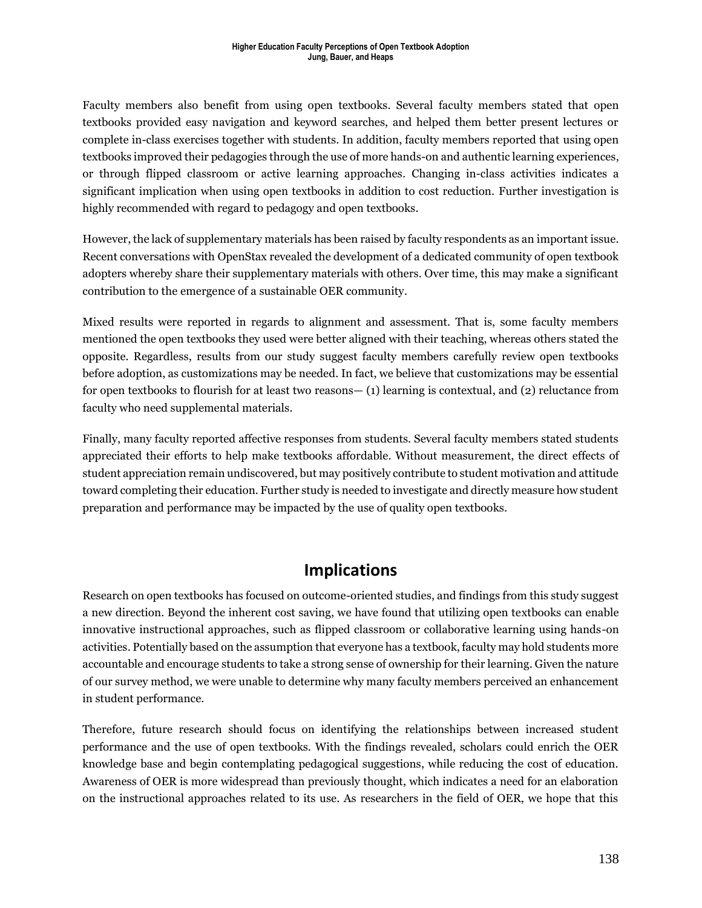Faculty members also benefit from using open textbooks. Several faculty members stated that open textbooks provided easy navigation and keyword searches, and helped them better present lectures or complete in-class exercises together with students. In addition, faculty members reported that using open textbooks improved their pedagogies through the use of more hands-on and authentic learning experiences, or through flipped classroom or active learning approaches. Changing in-class activities indicates a significant implication when using open textbooks in addition to cost reduction. Further investigation is highly recommended with regard to pedagogy and open textbooks.

However, the lack of supplementary materials has been raised by faculty respondents as an important issue. Recent conversations with OpenStax revealed the development of a dedicated community of open textbook adopters whereby share their supplementary materials with others. Over time, this may make a significant contribution to the emergence of a sustainable OER community.

Mixed results were reported in regards to alignment and assessment. That is, some faculty members mentioned the open textbooks they used were better aligned with their teaching, whereas others stated the opposite. Regardless, results from our study suggest faculty members carefully review open textbooks before adoption, as customizations may be needed. In fact, we believe that customizations may be essential for open textbooks to flourish for at least two reasons— (1) learning is contextual, and (2) reluctance from faculty who need supplemental materials.

Finally, many faculty reported affective responses from students. Several faculty members stated students appreciated their efforts to help make textbooks affordable. Without measurement, the direct effects of student appreciation remain undiscovered, but may positively contribute to student motivation and attitude toward completing their education. Further study is needed to investigate and directly measure how student preparation and performance may be impacted by the use of quality open textbooks.

## Implications

Research on open textbooks has focused on outcome-oriented studies, and findings from this study suggest a new direction. Beyond the inherent cost saving, we have found that utilizing open textbooks can enable innovative instructional approaches, such as flipped classroom or collaborative learning using hands-on activities. Potentially based on the assumption that everyone has a textbook, faculty may hold students more accountable and encourage students to take a strong sense of ownership for their learning. Given the nature of our survey method, we were unable to determine why many faculty members perceived an enhancement in student performance.

Therefore, future research should focus on identifying the relationships between increased student performance and the use of open textbooks. With the findings revealed, scholars could enrich the OER knowledge base and begin contemplating pedagogical suggestions, while reducing the cost of education. Awareness of OER is more widespread than previously thought, which indicates a need for an elaboration on the instructional approaches related to its use. As researchers in the field of OER, we hope that this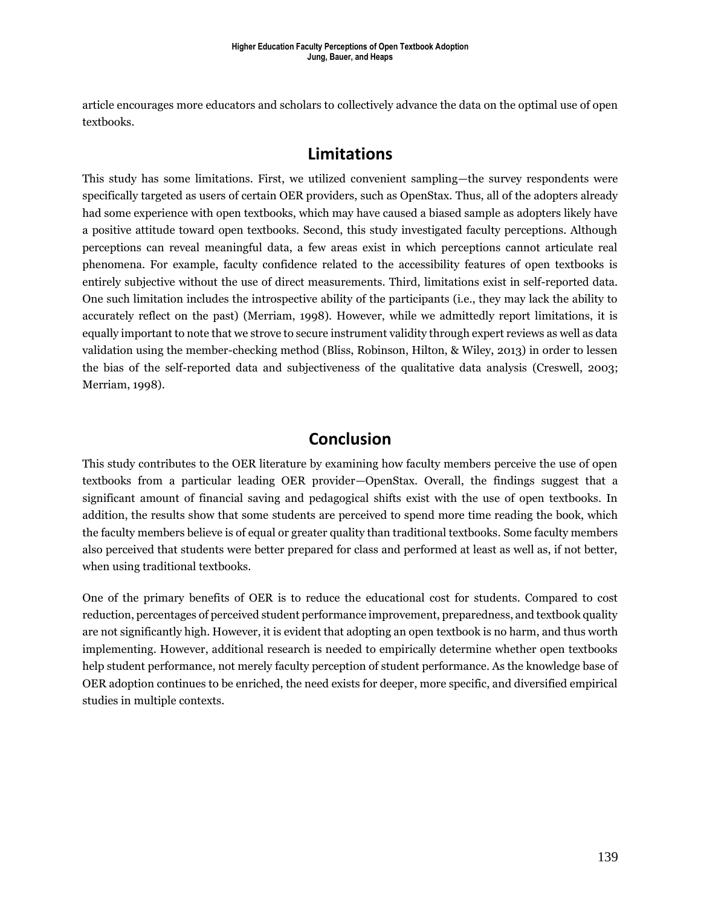article encourages more educators and scholars to collectively advance the data on the optimal use of open textbooks.

## Limitations

This study has some limitations. First, we utilized convenient sampling—the survey respondents were specifically targeted as users of certain OER providers, such as OpenStax. Thus, all of the adopters already had some experience with open textbooks, which may have caused a biased sample as adopters likely have a positive attitude toward open textbooks. Second, this study investigated faculty perceptions. Although perceptions can reveal meaningful data, a few areas exist in which perceptions cannot articulate real phenomena. For example, faculty confidence related to the accessibility features of open textbooks is entirely subjective without the use of direct measurements. Third, limitations exist in self-reported data. One such limitation includes the introspective ability of the participants (i.e., they may lack the ability to accurately reflect on the past) (Merriam, 1998). However, while we admittedly report limitations, it is equally important to note that we strove to secure instrument validity through expert reviews as well as data validation using the member-checking method (Bliss, Robinson, Hilton, & Wiley, 2013) in order to lessen the bias of the self-reported data and subjectiveness of the qualitative data analysis (Creswell, 2003; Merriam, 1998).

## Conclusion

This study contributes to the OER literature by examining how faculty members perceive the use of open textbooks from a particular leading OER provider—OpenStax. Overall, the findings suggest that a significant amount of financial saving and pedagogical shifts exist with the use of open textbooks. In addition, the results show that some students are perceived to spend more time reading the book, which the faculty members believe is of equal or greater quality than traditional textbooks. Some faculty members also perceived that students were better prepared for class and performed at least as well as, if not better, when using traditional textbooks.

One of the primary benefits of OER is to reduce the educational cost for students. Compared to cost reduction, percentages of perceived student performance improvement, preparedness, and textbook quality are not significantly high. However, it is evident that adopting an open textbook is no harm, and thus worth implementing. However, additional research is needed to empirically determine whether open textbooks help student performance, not merely faculty perception of student performance. As the knowledge base of OER adoption continues to be enriched, the need exists for deeper, more specific, and diversified empirical studies in multiple contexts.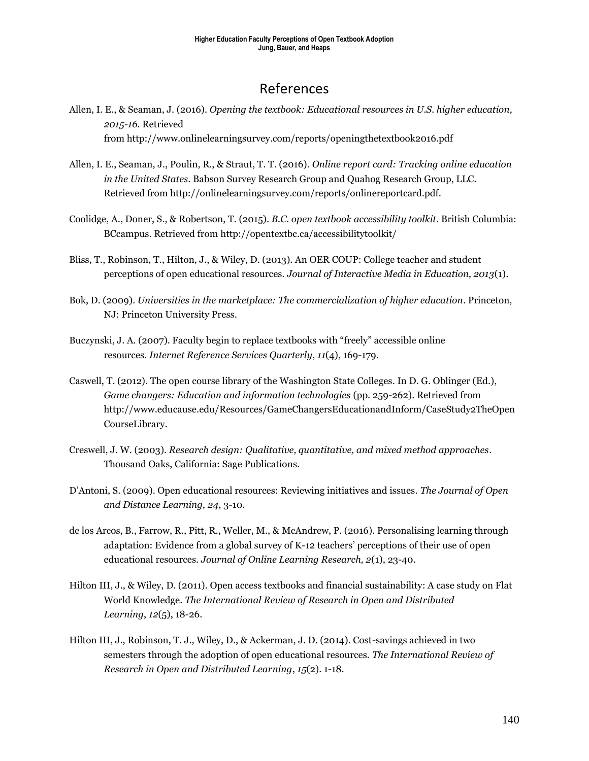# References

Allen, I. E., & Seaman, J. (2016). *Opening the textbook: Educational resources in U.S. higher education, 2015-16*. Retrieved from http://www.onlinelearningsurvey.com/reports/openingthetextbook2016.pdf

Allen, I. E., Seaman, J., Poulin, R., & Straut, T. T. (2016). *Online report card: Tracking online education in the United States*. Babson Survey Research Group and Quahog Research Group, LLC. Retrieved from http://onlinelearningsurvey.com/reports/onlinereportcard.pdf.

Coolidge, A., Doner, S., & Robertson, T. (2015). *B.C. open textbook accessibility toolkit*. British Columbia: BCcampus. Retrieved from http://opentextbc.ca/accessibilitytoolkit/

Bliss, T., Robinson, T., Hilton, J., & Wiley, D. (2013). An OER COUP: College teacher and student perceptions of open educational resources. *Journal of Interactive Media in Education, 2013*(1).

Bok, D. (2009). *Universities in the marketplace: The commercialization of higher education*. Princeton, NJ: Princeton University Press.

Buczynski, J. A. (2007). Faculty begin to replace textbooks with "freely" accessible online resources. *Internet Reference Services Quarterly*, *11*(4), 169-179.

Caswell, T. (2012). The open course library of the Washington State Colleges. In D. G. Oblinger (Ed.), *Game changers: Education and information technologies* (pp. 259-262). Retrieved from http://www.educause.edu/Resources/GameChangersEducationandInform/CaseStudy2TheOpenCourseLibrary.

Creswell, J. W. (2003). *Research design: Qualitative, quantitative, and mixed method approaches*. Thousand Oaks, California: Sage Publications.

D'Antoni, S. (2009). Open educational resources: Reviewing initiatives and issues. *The Journal of Open and Distance Learning, 24*, 3-10.

de los Arcos, B., Farrow, R., Pitt, R., Weller, M., & McAndrew, P. (2016). Personalising learning through adaptation: Evidence from a global survey of K-12 teachers' perceptions of their use of open educational resources. *Journal of Online Learning Research, 2*(1), 23-40.

Hilton III, J., & Wiley, D. (2011). Open access textbooks and financial sustainability: A case study on Flat World Knowledge. *The International Review of Research in Open and Distributed Learning*, *12*(5), 18-26.

Hilton III, J., Robinson, T. J., Wiley, D., & Ackerman, J. D. (2014). Cost-savings achieved in two semesters through the adoption of open educational resources. *The International Review of Research in Open and Distributed Learning*, *15*(2). 1-18.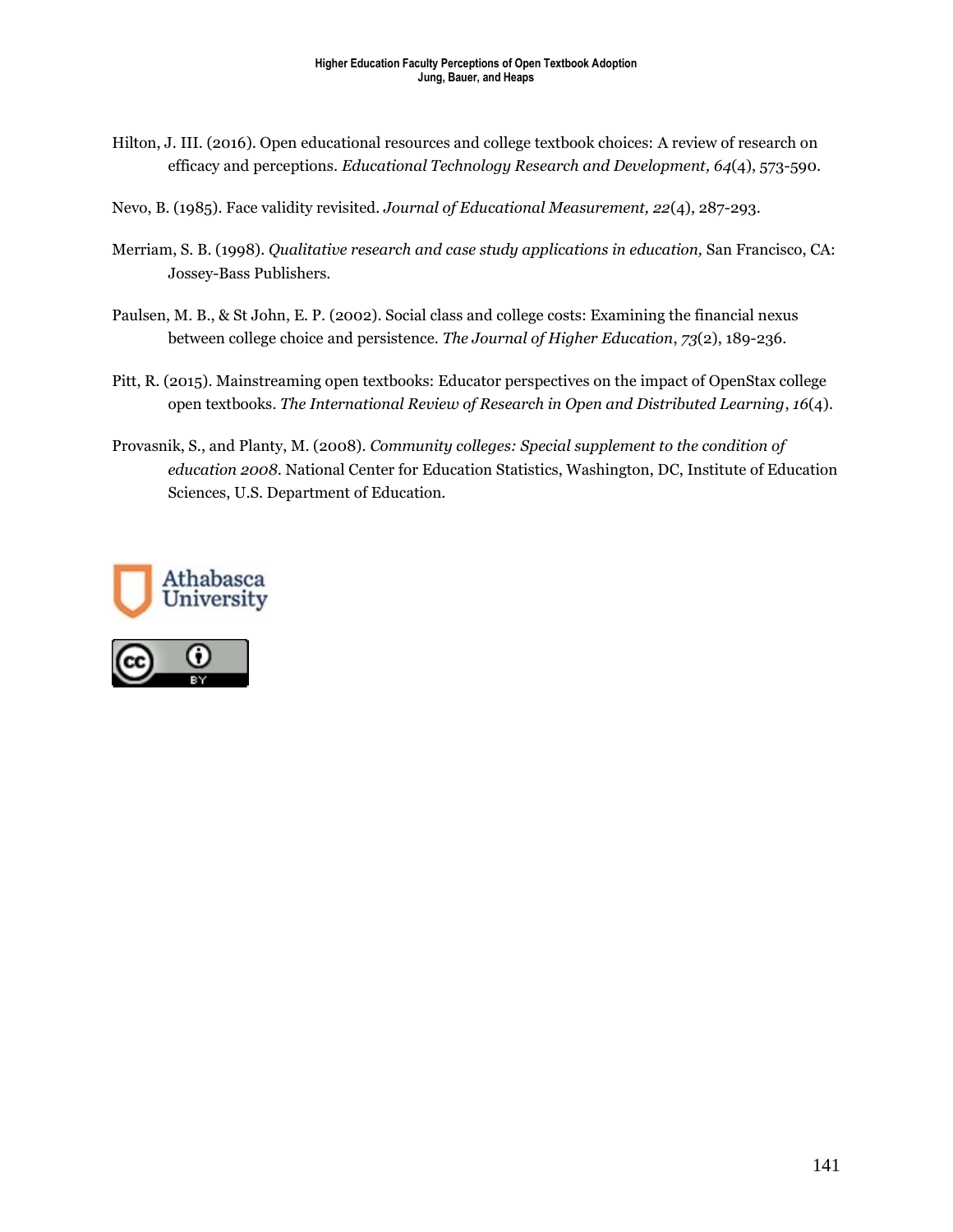Hilton, J. III. (2016). Open educational resources and college textbook choices: A review of research on efficacy and perceptions. *Educational Technology Research and Development, 64*(4), 573-590.

Nevo, B. (1985). Face validity revisited. *Journal of Educational Measurement, 22*(4), 287-293.

Merriam, S. B. (1998). *Qualitative research and case study applications in education,* San Francisco, CA: Jossey-Bass Publishers.

Paulsen, M. B., & St John, E. P. (2002). Social class and college costs: Examining the financial nexus between college choice and persistence. *The Journal of Higher Education*, *73*(2), 189-236.

Pitt, R. (2015). Mainstreaming open textbooks: Educator perspectives on the impact of OpenStax college open textbooks. *The International Review of Research in Open and Distributed Learning*, *16*(4).

Provasnik, S., and Planty, M. (2008). *Community colleges: Special supplement to the condition of education 2008.* National Center for Education Statistics, Washington, DC, Institute of Education Sciences, U.S. Department of Education.

Athabasca University